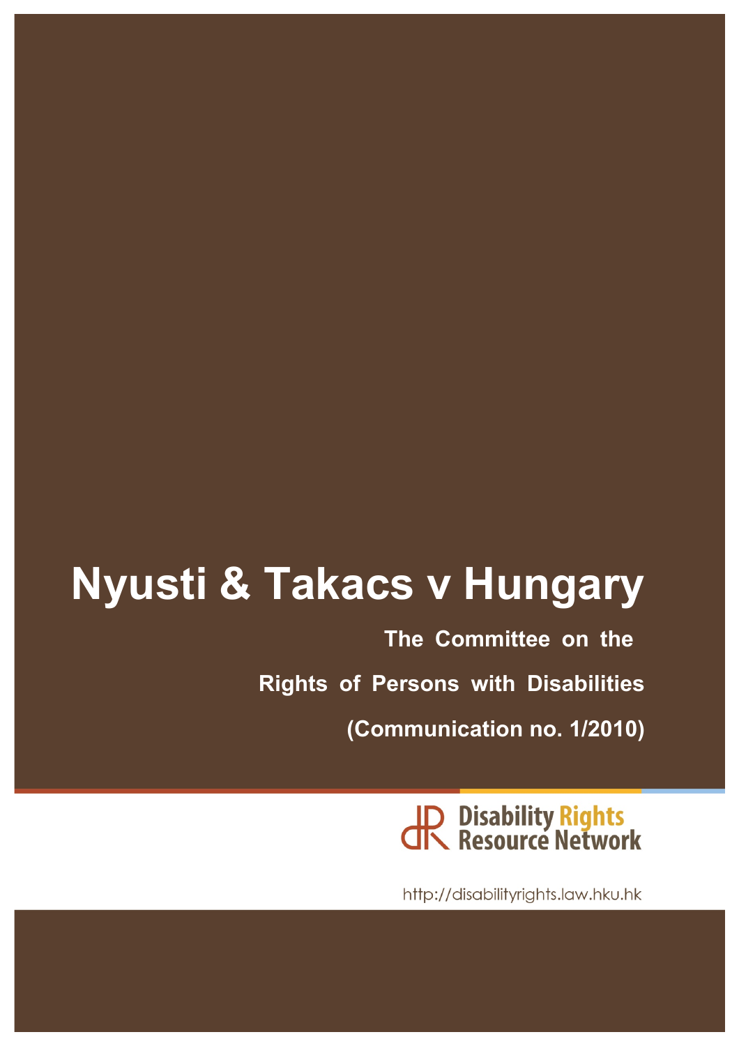# Nyusti & Takacs v Hungary

**The Committee on the Rights of Persons with Disabilities**

**(Communication no. 1/2010)**

Disability Rights Resource Network

http://disabilityrights.law.hku.hk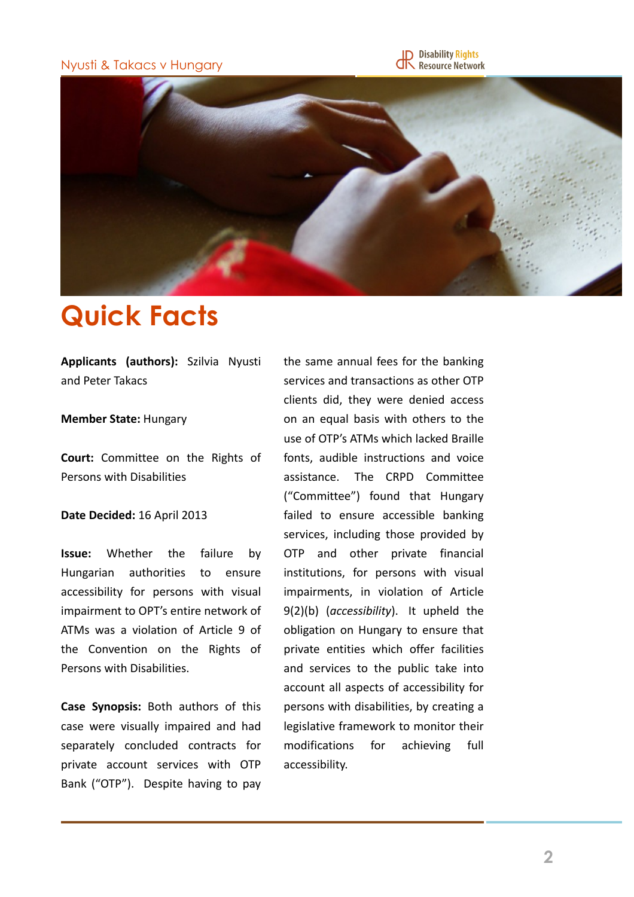# Quick Facts

**Applicants (authors):** Szilvia Nyusti and Peter Takacs

**Member State:** Hungary

**Court:** Committee on the Rights of Persons with Disabilities

**Date Decided:** 16 April 2013

**Issue:** Whether the failure by Hungarian authorities to ensure accessibility for persons with visual impairment to OPT's entire network of ATMs was a violation of Article 9 of the Convention on the Rights of Persons with Disabilities.

**Case Synopsis:** Both authors of this case were visually impaired and had separately concluded contracts for private account services with OTP Bank ("OTP"). Despite having to pay the same annual fees for the banking services and transactions as other OTP clients did, they were denied access on an equal basis with others to the use of OTP's ATMs which lacked Braille fonts, audible instructions and voice assistance. The CRPD Committee ("Committee") found that Hungary failed to ensure accessible banking services, including those provided by OTP and other private financial institutions, for persons with visual impairments, in violation of Article 9(2)(b) (*accessibility*). It upheld the obligation on Hungary to ensure that private entities which offer facilities and services to the public take into account all aspects of accessibility for persons with disabilities, by creating a legislative framework to monitor their modifications for achieving full accessibility.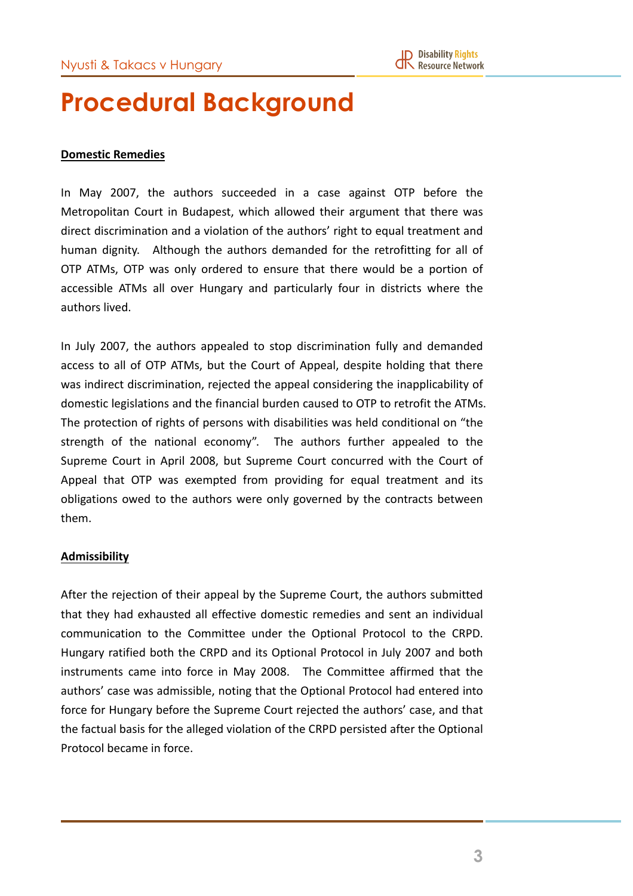# Procedural Background

**Domestic Remedies**

In May 2007, the authors succeeded in a case against OTP before the Metropolitan Court in Budapest, which allowed their argument that there was direct discrimination and a violation of the authors' right to equal treatment and human dignity. Although the authors demanded for the retrofitting for all of OTP ATMs, OTP was only ordered to ensure that there would be a portion of accessible ATMs all over Hungary and particularly four in districts where the authors lived.

In July 2007, the authors appealed to stop discrimination fully and demanded access to all of OTP ATMs, but the Court of Appeal, despite holding that there was indirect discrimination, rejected the appeal considering the inapplicability of domestic legislations and the financial burden caused to OTP to retrofit the ATMs. The protection of rights of persons with disabilities was held conditional on "the strength of the national economy". The authors further appealed to the Supreme Court in April 2008, but Supreme Court concurred with the Court of Appeal that OTP was exempted from providing for equal treatment and its obligations owed to the authors were only governed by the contracts between them.

**Admissibility**

After the rejection of their appeal by the Supreme Court, the authors submitted that they had exhausted all effective domestic remedies and sent an individual communication to the Committee under the Optional Protocol to the CRPD. Hungary ratified both the CRPD and its Optional Protocol in July 2007 and both instruments came into force in May 2008. The Committee affirmed that the authors' case was admissible, noting that the Optional Protocol had entered into force for Hungary before the Supreme Court rejected the authors' case, and that the factual basis for the alleged violation of the CRPD persisted after the Optional Protocol became in force.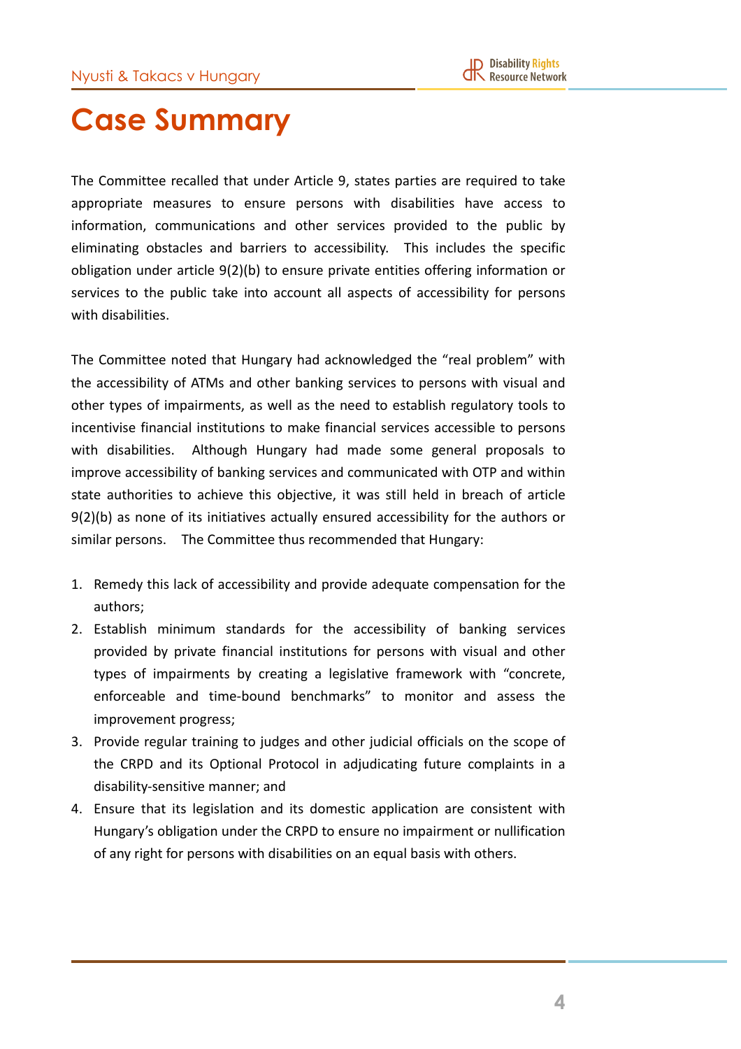# Case Summary

The Committee recalled that under Article 9, states parties are required to take appropriate measures to ensure persons with disabilities have access to information, communications and other services provided to the public by eliminating obstacles and barriers to accessibility. This includes the specific obligation under article 9(2)(b) to ensure private entities offering information or services to the public take into account all aspects of accessibility for persons with disabilities.

The Committee noted that Hungary had acknowledged the "real problem" with the accessibility of ATMs and other banking services to persons with visual and other types of impairments, as well as the need to establish regulatory tools to incentivise financial institutions to make financial services accessible to persons with disabilities. Although Hungary had made some general proposals to improve accessibility of banking services and communicated with OTP and within state authorities to achieve this objective, it was still held in breach of article 9(2)(b) as none of its initiatives actually ensured accessibility for the authors or similar persons. The Committee thus recommended that Hungary:

1. Remedy this lack of accessibility and provide adequate compensation for the authors;
2. Establish minimum standards for the accessibility of banking services provided by private financial institutions for persons with visual and other types of impairments by creating a legislative framework with "concrete, enforceable and time-bound benchmarks" to monitor and assess the improvement progress;
3. Provide regular training to judges and other judicial officials on the scope of the CRPD and its Optional Protocol in adjudicating future complaints in a disability-sensitive manner; and
4. Ensure that its legislation and its domestic application are consistent with Hungary's obligation under the CRPD to ensure no impairment or nullification of any right for persons with disabilities on an equal basis with others.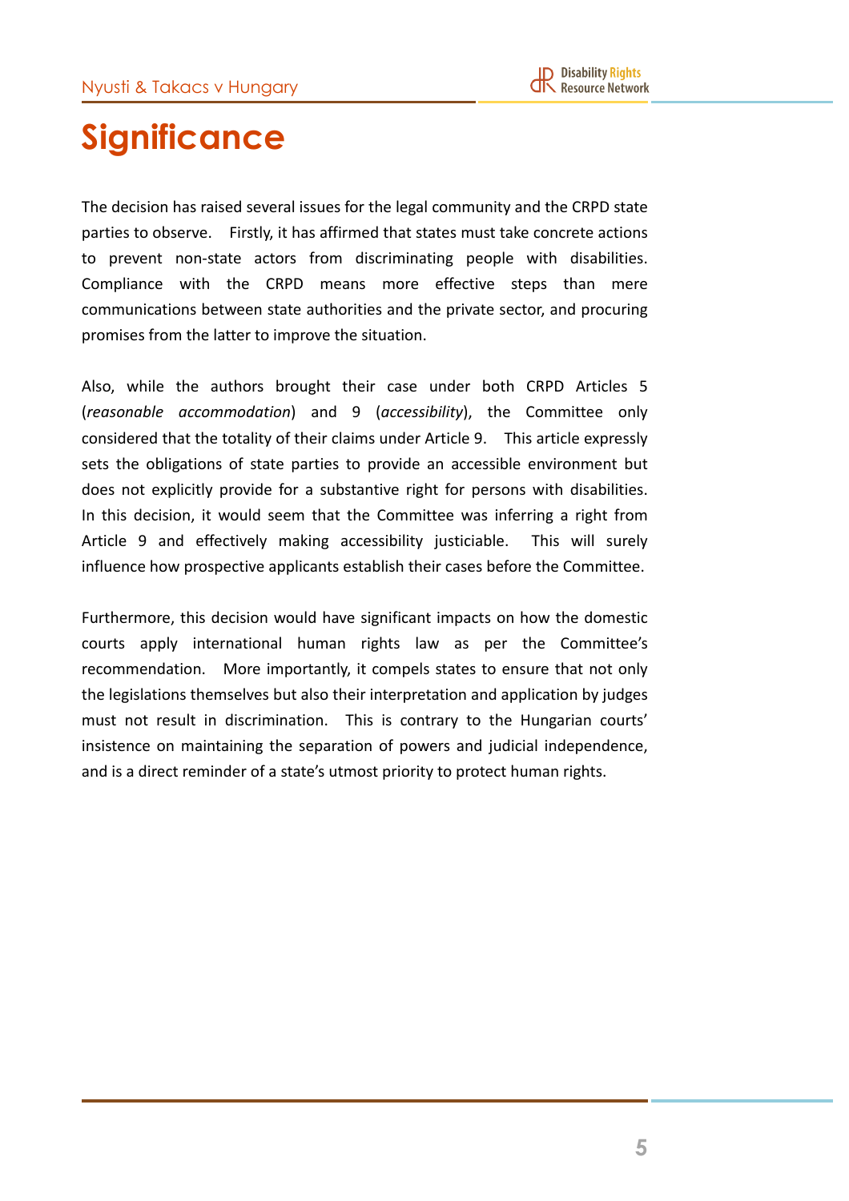# Significance

The decision has raised several issues for the legal community and the CRPD state parties to observe. Firstly, it has affirmed that states must take concrete actions to prevent non-state actors from discriminating people with disabilities. Compliance with the CRPD means more effective steps than mere communications between state authorities and the private sector, and procuring promises from the latter to improve the situation.

Also, while the authors brought their case under both CRPD Articles 5 (*reasonable accommodation*) and 9 (*accessibility*), the Committee only considered that the totality of their claims under Article 9. This article expressly sets the obligations of state parties to provide an accessible environment but does not explicitly provide for a substantive right for persons with disabilities. In this decision, it would seem that the Committee was inferring a right from Article 9 and effectively making accessibility justiciable. This will surely influence how prospective applicants establish their cases before the Committee.

Furthermore, this decision would have significant impacts on how the domestic courts apply international human rights law as per the Committee's recommendation. More importantly, it compels states to ensure that not only the legislations themselves but also their interpretation and application by judges must not result in discrimination. This is contrary to the Hungarian courts' insistence on maintaining the separation of powers and judicial independence, and is a direct reminder of a state's utmost priority to protect human rights.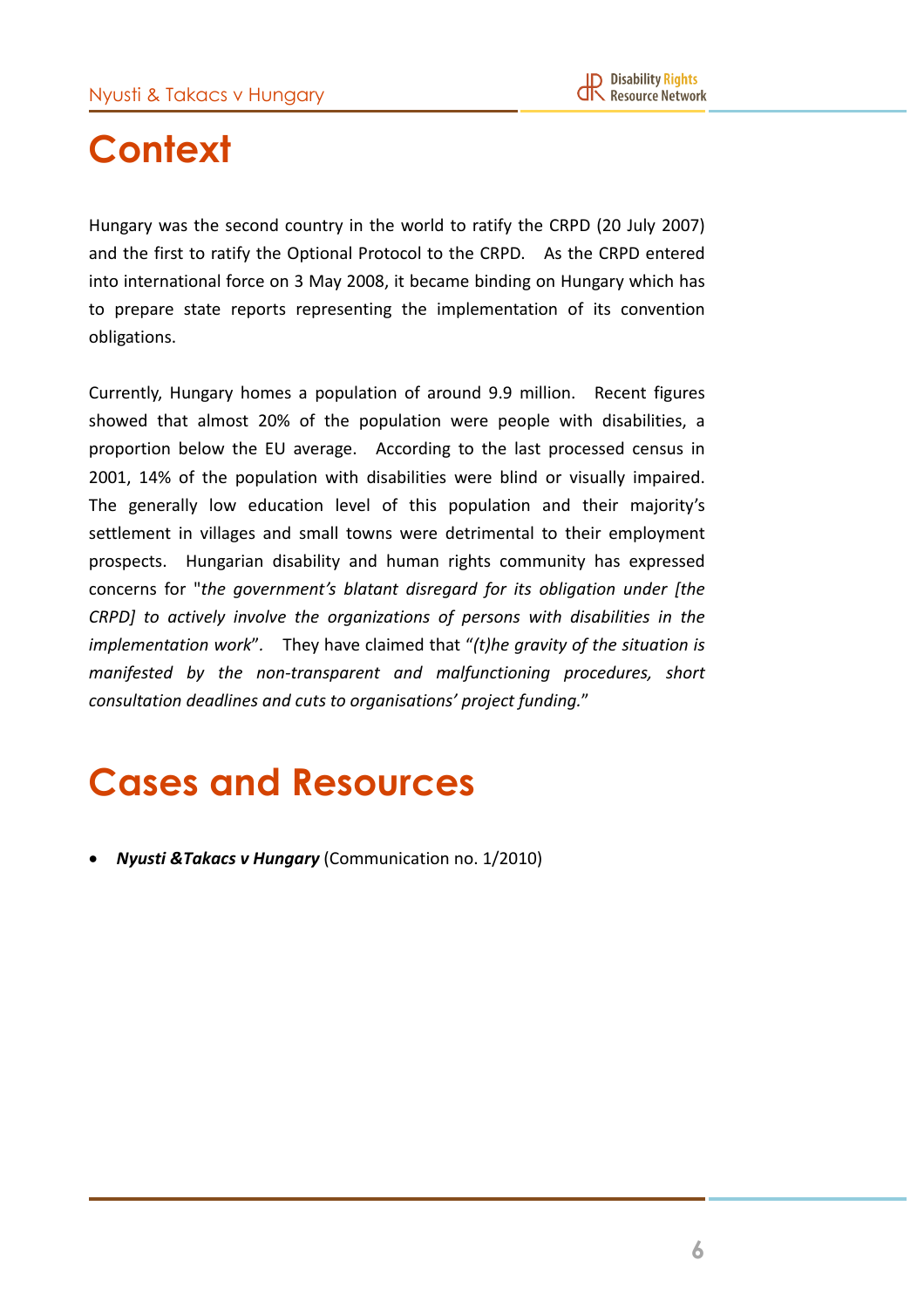# Context

Hungary was the second country in the world to ratify the CRPD (20 July 2007) and the first to ratify the Optional Protocol to the CRPD. As the CRPD entered into international force on 3 May 2008, it became binding on Hungary which has to prepare state reports representing the implementation of its convention obligations.

Currently, Hungary homes a population of around 9.9 million. Recent figures showed that almost 20% of the population were people with disabilities, a proportion below the EU average. According to the last processed census in 2001, 14% of the population with disabilities were blind or visually impaired. The generally low education level of this population and their majority's settlement in villages and small towns were detrimental to their employment prospects. Hungarian disability and human rights community has expressed concerns for "*the government's blatant disregard for its obligation under [the CRPD] to actively involve the organizations of persons with disabilities in the implementation work*". They have claimed that "*(t)he gravity of the situation is manifested by the non-transparent and malfunctioning procedures, short consultation deadlines and cuts to organisations' project funding.*"

# Cases and Resources

- ***Nyusti &Takacs v Hungary*** (Communication no. 1/2010)